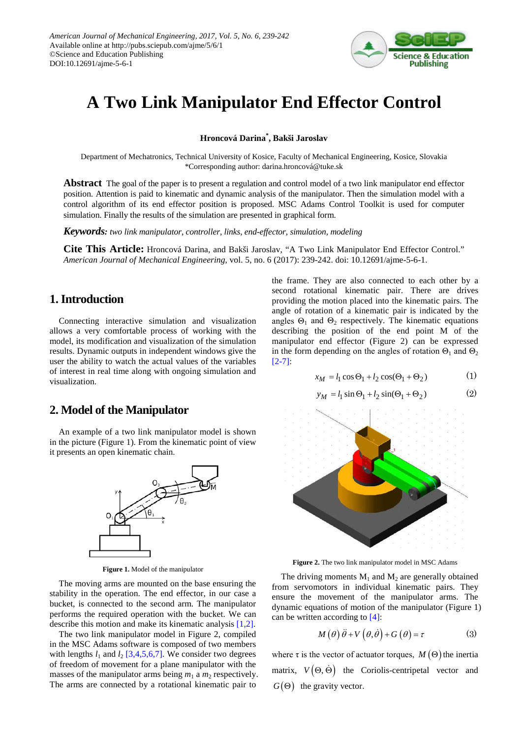# A Two Link Manipulator End Effector Control

**Hroncová Darina[*], Bakši Jaroslav**

Department of Mechatronics, Technical University of Kosice, Faculty of Mechanical Engineering, Kosice, Slovakia
*Corresponding author: darina.hroncová@tuke.sk

**Abstract** The goal of the paper is to present a regulation and control model of a two link manipulator end effector position. Attention is paid to kinematic and dynamic analysis of the manipulator. Then the simulation model with a control algorithm of its end effector position is proposed. MSC Adams Control Toolkit is used for computer simulation. Finally the results of the simulation are presented in graphical form.

***Keywords:*** *two link manipulator, controller, links, end-effector, simulation, modeling*

**Cite This Article:** Hroncová Darina, and Bakši Jaroslav, "A Two Link Manipulator End Effector Control." *American Journal of Mechanical Engineering*, vol. 5, no. 6 (2017): 239-242. doi: 10.12691/ajme-5-6-1.

## 1. Introduction

Connecting interactive simulation and visualization allows a very comfortable process of working with the model, its modification and visualization of the simulation results. Dynamic outputs in independent windows give the user the ability to watch the actual values of the variables of interest in real time along with ongoing simulation and visualization.

## 2. Model of the Manipulator

An example of a two link manipulator model is shown in the picture (Figure 1). From the kinematic point of view it presents an open kinematic chain.

**Figure 1.** Model of the manipulator

The moving arms are mounted on the base ensuring the stability in the operation. The end effector, in our case a bucket, is connected to the second arm. The manipulator performs the required operation with the bucket. We can describe this motion and make its kinematic analysis [1,2].

The two link manipulator model in Figure 2, compiled in the MSC Adams software is composed of two members with lengths $l_1$ and $l_2$ [3,4,5,6,7]. We consider two degrees of freedom of movement for a plane manipulator with the masses of the manipulator arms being $m_1$ a $m_2$ respectively. The arms are connected by a rotational kinematic pair to the frame. They are also connected to each other by a second rotational kinematic pair. There are drives providing the motion placed into the kinematic pairs. The angle of rotation of a kinematic pair is indicated by the angles $\Theta_1$ and $\Theta_2$ respectively. The kinematic equations describing the position of the end point M of the manipulator end effector (Figure 2) can be expressed in the form depending on the angles of rotation $\Theta_1$ and $\Theta_2$ [2-7]:

$$x_M = l_1 \cos\Theta_1 + l_2 \cos(\Theta_1 + \Theta_2) \tag{1}$$

$$y_M = l_1 \sin\Theta_1 + l_2 \sin(\Theta_1 + \Theta_2) \tag{2}$$

**Figure 2.** The two link manipulator model in MSC Adams

The driving moments $M_1$ and $M_2$ are generally obtained from servomotors in individual kinematic pairs. They ensure the movement of the manipulator arms. The dynamic equations of motion of the manipulator (Figure 1) can be written according to [4]:

$$M(\theta)\ddot{\theta} + V(\theta, \dot{\theta}) + G(\theta) = \tau \tag{3}$$

where $\tau$ is the vector of actuator torques, $M(\Theta)$ the inertia matrix, $V(\Theta, \dot{\Theta})$ the Coriolis-centripetal vector and $G(\Theta)$ the gravity vector.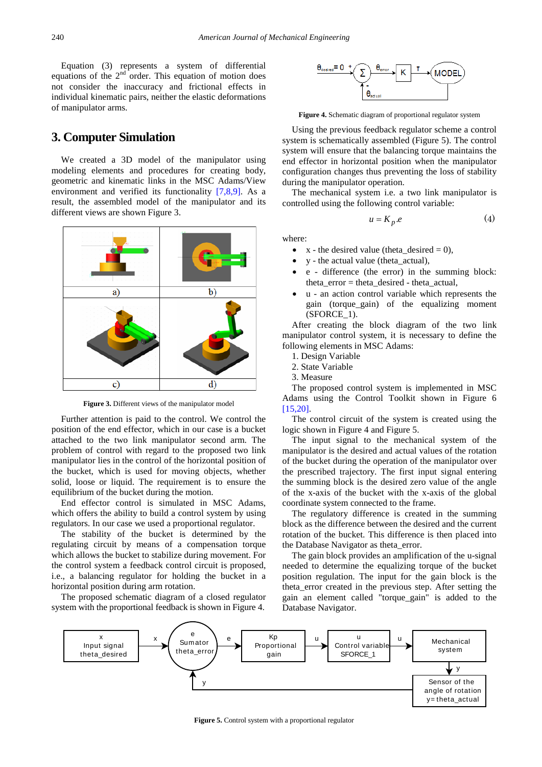Equation (3) represents a system of differential equations of the 2nd order. This equation of motion does not consider the inaccuracy and frictional effects in individual kinematic pairs, neither the elastic deformations of manipulator arms.

## 3. Computer Simulation

We created a 3D model of the manipulator using modeling elements and procedures for creating body, geometric and kinematic links in the MSC Adams/View environment and verified its functionality [7,8,9]. As a result, the assembled model of the manipulator and its different views are shown Figure 3.

**Figure 3.** Different views of the manipulator model

Further attention is paid to the control. We control the position of the end effector, which in our case is a bucket attached to the two link manipulator second arm. The problem of control with regard to the proposed two link manipulator lies in the control of the horizontal position of the bucket, which is used for moving objects, whether solid, loose or liquid. The requirement is to ensure the equilibrium of the bucket during the motion.

End effector control is simulated in MSC Adams, which offers the ability to build a control system by using regulators. In our case we used a proportional regulator.

The stability of the bucket is determined by the regulating circuit by means of a compensation torque which allows the bucket to stabilize during movement. For the control system a feedback control circuit is proposed, i.e., a balancing regulator for holding the bucket in a horizontal position during arm rotation.

The proposed schematic diagram of a closed regulator system with the proportional feedback is shown in Figure 4.

**Figure 4.** Schematic diagram of proportional regulator system

Using the previous feedback regulator scheme a control system is schematically assembled (Figure 5). The control system will ensure that the balancing torque maintains the end effector in horizontal position when the manipulator configuration changes thus preventing the loss of stability during the manipulator operation.

The mechanical system i.e. a two link manipulator is controlled using the following control variable:

$$u = K_p . e \tag{4}$$

where:

- x - the desired value (theta_desired = 0),
- y - the actual value (theta_actual),
- e - difference (the error) in the summing block: theta_error = theta_desired - theta_actual,
- u - an action control variable which represents the gain (torque_gain) of the equalizing moment (SFORCE_1).

After creating the block diagram of the two link manipulator control system, it is necessary to define the following elements in MSC Adams:

1. Design Variable
2. State Variable
3. Measure

The proposed control system is implemented in MSC Adams using the Control Toolkit shown in Figure 6 [15,20].

The control circuit of the system is created using the logic shown in Figure 4 and Figure 5.

The input signal to the mechanical system of the manipulator is the desired and actual values of the rotation of the bucket during the operation of the manipulator over the prescribed trajectory. The first input signal entering the summing block is the desired zero value of the angle of the x-axis of the bucket with the x-axis of the global coordinate system connected to the frame.

The regulatory difference is created in the summing block as the difference between the desired and the current rotation of the bucket. This difference is then placed into the Database Navigator as theta_error.

The gain block provides an amplification of the u-signal needed to determine the equalizing torque of the bucket position regulation. The input for the gain block is the theta_error created in the previous step. After setting the gain an element called "torque_gain" is added to the Database Navigator.

**Figure 5.** Control system with a proportional regulator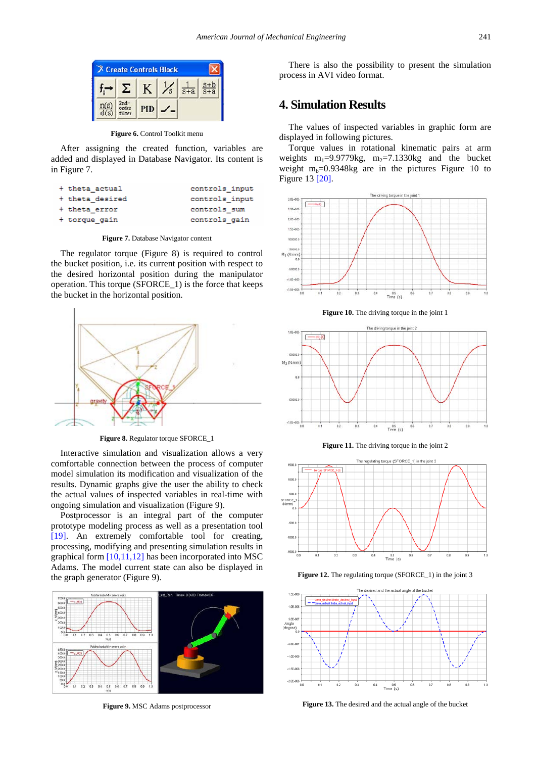Figure 6. Control Toolkit menu

After assigning the created function, variables are added and displayed in Database Navigator. Its content is in Figure 7.

```
+ theta_actual          controls_input
+ theta_desired         controls_input
+ theta_error           controls_sum
+ torque_gain           controls_gain
```

Figure 7. Database Navigator content

The regulator torque (Figure 8) is required to control the bucket position, i.e. its current position with respect to the desired horizontal position during the manipulator operation. This torque (SFORCE_1) is the force that keeps the bucket in the horizontal position.

Figure 8. Regulator torque SFORCE_1

Interactive simulation and visualization allows a very comfortable connection between the process of computer model simulation its modification and visualization of the results. Dynamic graphs give the user the ability to check the actual values of inspected variables in real-time with ongoing simulation and visualization (Figure 9).

Postprocessor is an integral part of the computer prototype modeling process as well as a presentation tool [19]. An extremely comfortable tool for creating, processing, modifying and presenting simulation results in graphical form [10,11,12] has been incorporated into MSC Adams. The model current state can also be displayed in the graph generator (Figure 9).

Figure 9. MSC Adams postprocessor

There is also the possibility to present the simulation process in AVI video format.

## 4. Simulation Results

The values of inspected variables in graphic form are displayed in following pictures.

Torque values in rotational kinematic pairs at arm weights $m_1$=9.9779kg, $m_2$=7.1330kg and the bucket weight $m_b$=0.9348kg are in the pictures Figure 10 to Figure 13 [20].

Figure 10. The driving torque in the joint 1

Figure 11. The driving torque in the joint 2

Figure 12. The regulating torque (SFORCE_1) in the joint 3

Figure 13. The desired and the actual angle of the bucket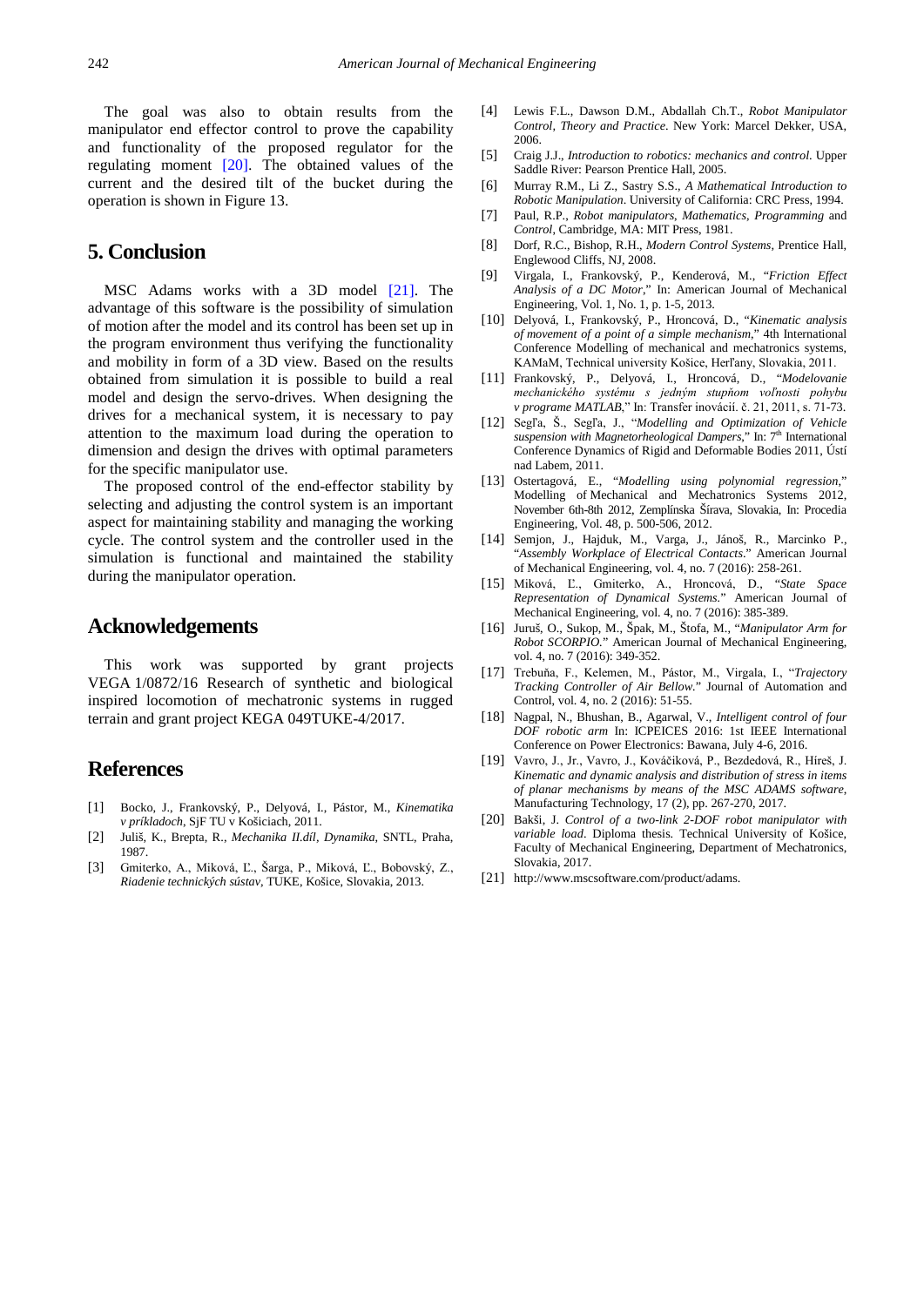The goal was also to obtain results from the manipulator end effector control to prove the capability and functionality of the proposed regulator for the regulating moment [20]. The obtained values of the current and the desired tilt of the bucket during the operation is shown in Figure 13.

## 5. Conclusion

MSC Adams works with a 3D model [21]. The advantage of this software is the possibility of simulation of motion after the model and its control has been set up in the program environment thus verifying the functionality and mobility in form of a 3D view. Based on the results obtained from simulation it is possible to build a real model and design the servo-drives. When designing the drives for a mechanical system, it is necessary to pay attention to the maximum load during the operation to dimension and design the drives with optimal parameters for the specific manipulator use.

The proposed control of the end-effector stability by selecting and adjusting the control system is an important aspect for maintaining stability and managing the working cycle. The control system and the controller used in the simulation is functional and maintained the stability during the manipulator operation.

## Acknowledgements

This work was supported by grant projects VEGA 1/0872/16 Research of synthetic and biological inspired locomotion of mechatronic systems in rugged terrain and grant project KEGA 049TUKE-4/2017.

## References

[1] Bocko, J., Frankovský, P., Delyová, I., Pástor, M., *Kinematika v príkladoch*, SjF TU v Košiciach, 2011.

[2] Juliš, K., Brepta, R., *Mechanika II.díl, Dynamika*, SNTL, Praha, 1987.

[3] Gmiterko, A., Miková, Ľ., Šarga, P., Miková, Ľ., Bobovský, Z., *Riadenie technických sústav*, TUKE, Košice, Slovakia, 2013.

[4] Lewis F.L., Dawson D.M., Abdallah Ch.T., *Robot Manipulator Control, Theory and Practice*. New York: Marcel Dekker, USA, 2006.

[5] Craig J.J., *Introduction to robotics: mechanics and control*. Upper Saddle River: Pearson Prentice Hall, 2005.

[6] Murray R.M., Li Z., Sastry S.S., *A Mathematical Introduction to Robotic Manipulation*. University of California: CRC Press, 1994.

[7] Paul, R.P., *Robot manipulators, Mathematics, Programming* and *Control*, Cambridge, MA: MIT Press, 1981.

[8] Dorf, R.C., Bishop, R.H., *Modern Control Systems*, Prentice Hall, Englewood Cliffs, NJ, 2008.

[9] Virgala, I., Frankovský, P., Kenderová, M., "*Friction Effect Analysis of a DC Motor*," In: American Journal of Mechanical Engineering, Vol. 1, No. 1, p. 1-5, 2013.

[10] Delyová, I., Frankovský, P., Hroncová, D., "*Kinematic analysis of movement of a point of a simple mechanism*," 4th International Conference Modelling of mechanical and mechatronics systems, KAMaM, Technical university Košice, Herľany, Slovakia, 2011.

[11] Frankovský, P., Delyová, I., Hroncová, D., "*Modelovanie mechanického systému s jedným stupňom voľnosti pohybu v programe MATLAB*," In: Transfer inovácií. č. 21, 2011, s. 71-73.

[12] Segľa, Š., Segľa, J., "*Modelling and Optimization of Vehicle suspension with Magnetorheological Dampers*," In: 7th International Conference Dynamics of Rigid and Deformable Bodies 2011, Ústí nad Labem, 2011.

[13] Ostertagová, E., "*Modelling using polynomial regression*," Modelling of Mechanical and Mechatronics Systems 2012, November 6th-8th 2012, Zemplínska Šírava, Slovakia, In: Procedia Engineering, Vol. 48, p. 500-506, 2012.

[14] Semjon, J., Hajduk, M., Varga, J., Jánoš, R., Marcinko P., "*Assembly Workplace of Electrical Contacts*." American Journal of Mechanical Engineering, vol. 4, no. 7 (2016): 258-261.

[15] Miková, Ľ., Gmiterko, A., Hroncová, D., "*State Space Representation of Dynamical Systems*." American Journal of Mechanical Engineering, vol. 4, no. 7 (2016): 385-389.

[16] Juruš, O., Sukop, M., Špak, M., Štofa, M., "*Manipulator Arm for Robot SCORPIO*." American Journal of Mechanical Engineering, vol. 4, no. 7 (2016): 349-352.

[17] Trebuňa, F., Kelemen, M., Pástor, M., Virgala, I., "*Trajectory Tracking Controller of Air Bellow*." Journal of Automation and Control, vol. 4, no. 2 (2016): 51-55.

[18] Nagpal, N., Bhushan, B., Agarwal, V., *Intelligent control of four DOF robotic arm* In: ICPEICES 2016: 1st IEEE International Conference on Power Electronics: Bawana, July 4-6, 2016.

[19] Vavro, J., Jr., Vavro, J., Kováčiková, P., Bezdedová, R., Híreš, J. *Kinematic and dynamic analysis and distribution of stress in items of planar mechanisms by means of the MSC ADAMS software*, Manufacturing Technology, 17 (2), pp. 267-270, 2017.

[20] Bakši, J. *Control of a two-link 2-DOF robot manipulator with variable load*. Diploma thesis. Technical University of Košice, Faculty of Mechanical Engineering, Department of Mechatronics, Slovakia, 2017.

[21] http://www.mscsoftware.com/product/adams.